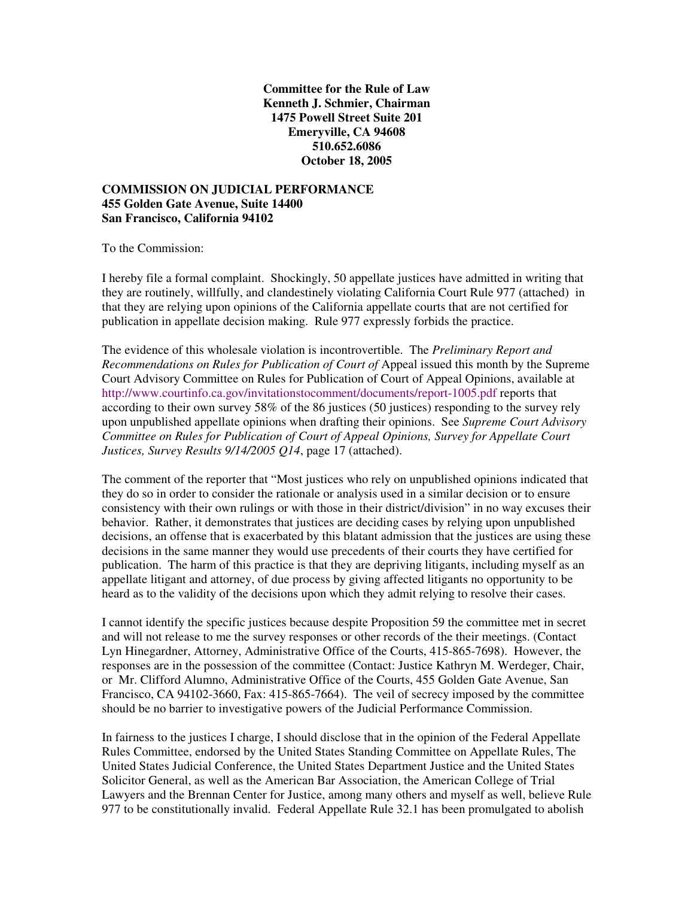**Committee for the Rule of Law**
**Kenneth J. Schmier, Chairman**
**1475 Powell Street Suite 201**
**Emeryville, CA 94608**
**510.652.6086**
**October 18, 2005**

**COMMISSION ON JUDICIAL PERFORMANCE**
**455 Golden Gate Avenue, Suite 14400**
**San Francisco, California 94102**

To the Commission:

I hereby file a formal complaint. Shockingly, 50 appellate justices have admitted in writing that they are routinely, willfully, and clandestinely violating California Court Rule 977 (attached) in that they are relying upon opinions of the California appellate courts that are not certified for publication in appellate decision making. Rule 977 expressly forbids the practice.

The evidence of this wholesale violation is incontrovertible. The *Preliminary Report and Recommendations on Rules for Publication of Court of* Appeal issued this month by the Supreme Court Advisory Committee on Rules for Publication of Court of Appeal Opinions, available at http://www.courtinfo.ca.gov/invitationstocomment/documents/report-1005.pdf reports that according to their own survey 58% of the 86 justices (50 justices) responding to the survey rely upon unpublished appellate opinions when drafting their opinions. See *Supreme Court Advisory Committee on Rules for Publication of Court of Appeal Opinions, Survey for Appellate Court Justices, Survey Results 9/14/2005 Q14*, page 17 (attached).

The comment of the reporter that "Most justices who rely on unpublished opinions indicated that they do so in order to consider the rationale or analysis used in a similar decision or to ensure consistency with their own rulings or with those in their district/division" in no way excuses their behavior. Rather, it demonstrates that justices are deciding cases by relying upon unpublished decisions, an offense that is exacerbated by this blatant admission that the justices are using these decisions in the same manner they would use precedents of their courts they have certified for publication. The harm of this practice is that they are depriving litigants, including myself as an appellate litigant and attorney, of due process by giving affected litigants no opportunity to be heard as to the validity of the decisions upon which they admit relying to resolve their cases.

I cannot identify the specific justices because despite Proposition 59 the committee met in secret and will not release to me the survey responses or other records of the their meetings. (Contact Lyn Hinegardner, Attorney, Administrative Office of the Courts, 415-865-7698). However, the responses are in the possession of the committee (Contact: Justice Kathryn M. Werdeger, Chair, or Mr. Clifford Alumno, Administrative Office of the Courts, 455 Golden Gate Avenue, San Francisco, CA 94102-3660, Fax: 415-865-7664). The veil of secrecy imposed by the committee should be no barrier to investigative powers of the Judicial Performance Commission.

In fairness to the justices I charge, I should disclose that in the opinion of the Federal Appellate Rules Committee, endorsed by the United States Standing Committee on Appellate Rules, The United States Judicial Conference, the United States Department Justice and the United States Solicitor General, as well as the American Bar Association, the American College of Trial Lawyers and the Brennan Center for Justice, among many others and myself as well, believe Rule 977 to be constitutionally invalid. Federal Appellate Rule 32.1 has been promulgated to abolish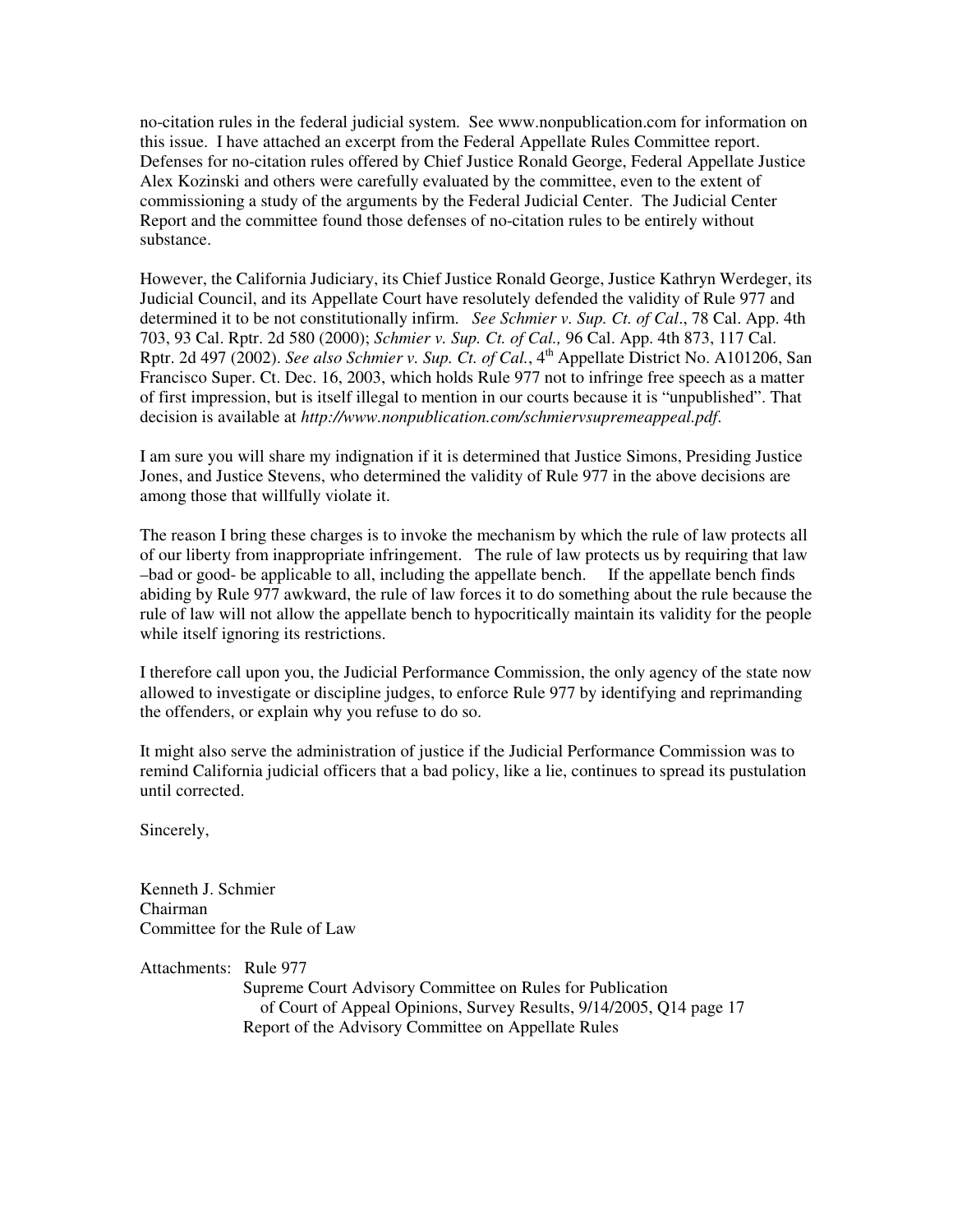no-citation rules in the federal judicial system. See www.nonpublication.com for information on this issue. I have attached an excerpt from the Federal Appellate Rules Committee report. Defenses for no-citation rules offered by Chief Justice Ronald George, Federal Appellate Justice Alex Kozinski and others were carefully evaluated by the committee, even to the extent of commissioning a study of the arguments by the Federal Judicial Center. The Judicial Center Report and the committee found those defenses of no-citation rules to be entirely without substance.

However, the California Judiciary, its Chief Justice Ronald George, Justice Kathryn Werdeger, its Judicial Council, and its Appellate Court have resolutely defended the validity of Rule 977 and determined it to be not constitutionally infirm. *See Schmier v. Sup. Ct. of Cal*., 78 Cal. App. 4th 703, 93 Cal. Rptr. 2d 580 (2000); *Schmier v. Sup. Ct. of Cal.,* 96 Cal. App. 4th 873, 117 Cal. Rptr. 2d 497 (2002). *See also Schmier v. Sup. Ct. of Cal.*, 4th Appellate District No. A101206, San Francisco Super. Ct. Dec. 16, 2003, which holds Rule 977 not to infringe free speech as a matter of first impression, but is itself illegal to mention in our courts because it is "unpublished". That decision is available at *http://www.nonpublication.com/schmiervsupremeappeal.pdf*.

I am sure you will share my indignation if it is determined that Justice Simons, Presiding Justice Jones, and Justice Stevens, who determined the validity of Rule 977 in the above decisions are among those that willfully violate it.

The reason I bring these charges is to invoke the mechanism by which the rule of law protects all of our liberty from inappropriate infringement. The rule of law protects us by requiring that law –bad or good- be applicable to all, including the appellate bench. If the appellate bench finds abiding by Rule 977 awkward, the rule of law forces it to do something about the rule because the rule of law will not allow the appellate bench to hypocritically maintain its validity for the people while itself ignoring its restrictions.

I therefore call upon you, the Judicial Performance Commission, the only agency of the state now allowed to investigate or discipline judges, to enforce Rule 977 by identifying and reprimanding the offenders, or explain why you refuse to do so.

It might also serve the administration of justice if the Judicial Performance Commission was to remind California judicial officers that a bad policy, like a lie, continues to spread its pustulation until corrected.

Sincerely,

Kenneth J. Schmier
Chairman
Committee for the Rule of Law

Attachments: Rule 977
Supreme Court Advisory Committee on Rules for Publication of Court of Appeal Opinions, Survey Results, 9/14/2005, Q14 page 17
Report of the Advisory Committee on Appellate Rules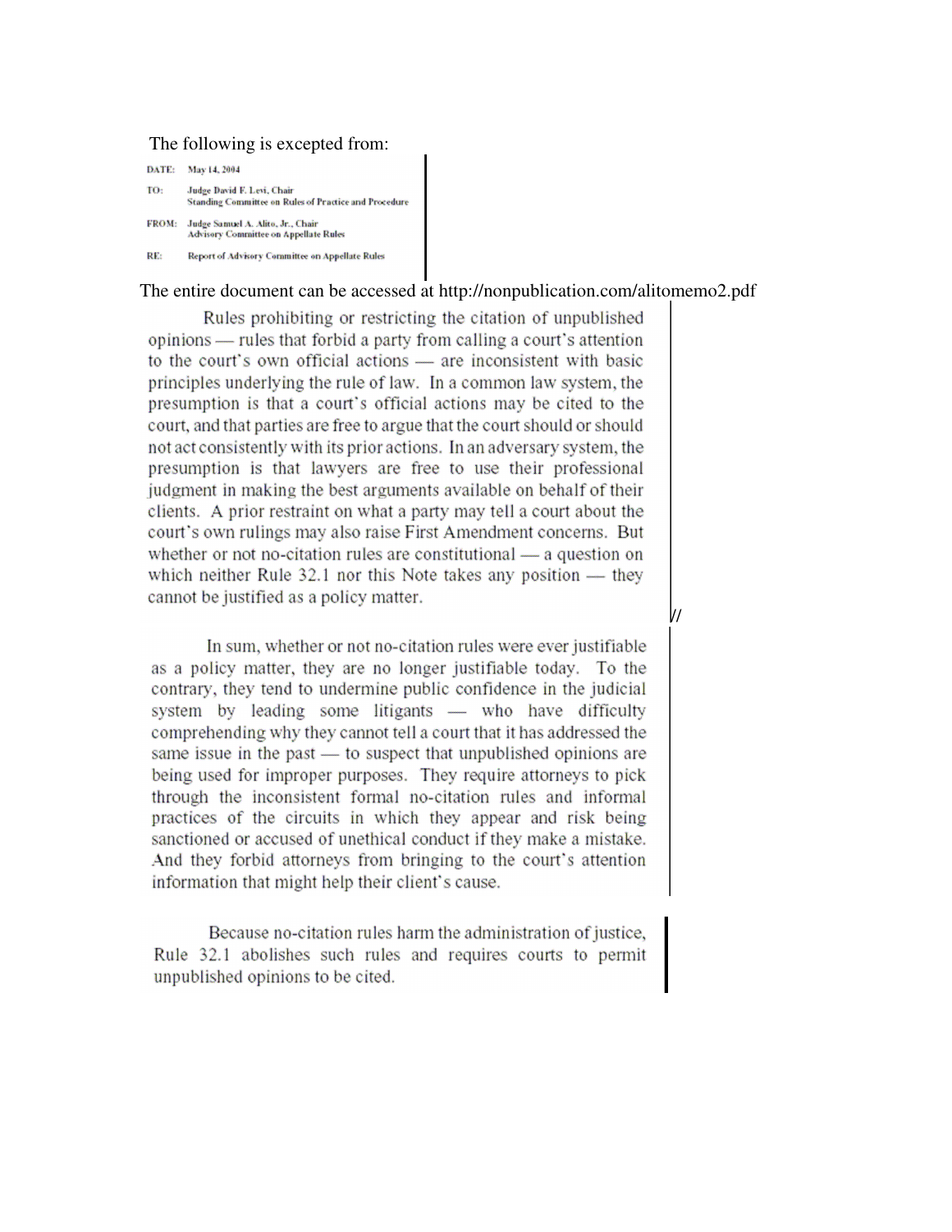The following is excepted from:

DATE: May 14, 2004

TO: Judge David F. Levi, Chair
Standing Committee on Rules of Practice and Procedure

FROM: Judge Samuel A. Alito, Jr., Chair
Advisory Committee on Appellate Rules

RE: Report of Advisory Committee on Appellate Rules

The entire document can be accessed at http://nonpublication.com/alitomemo2.pdf

Rules prohibiting or restricting the citation of unpublished opinions — rules that forbid a party from calling a court's attention to the court's own official actions — are inconsistent with basic principles underlying the rule of law. In a common law system, the presumption is that a court's official actions may be cited to the court, and that parties are free to argue that the court should or should not act consistently with its prior actions. In an adversary system, the presumption is that lawyers are free to use their professional judgment in making the best arguments available on behalf of their clients. A prior restraint on what a party may tell a court about the court's own rulings may also raise First Amendment concerns. But whether or not no-citation rules are constitutional — a question on which neither Rule 32.1 nor this Note takes any position — they cannot be justified as a policy matter.

//

In sum, whether or not no-citation rules were ever justifiable as a policy matter, they are no longer justifiable today. To the contrary, they tend to undermine public confidence in the judicial system by leading some litigants — who have difficulty comprehending why they cannot tell a court that it has addressed the same issue in the past — to suspect that unpublished opinions are being used for improper purposes. They require attorneys to pick through the inconsistent formal no-citation rules and informal practices of the circuits in which they appear and risk being sanctioned or accused of unethical conduct if they make a mistake. And they forbid attorneys from bringing to the court's attention information that might help their client's cause.

Because no-citation rules harm the administration of justice, Rule 32.1 abolishes such rules and requires courts to permit unpublished opinions to be cited.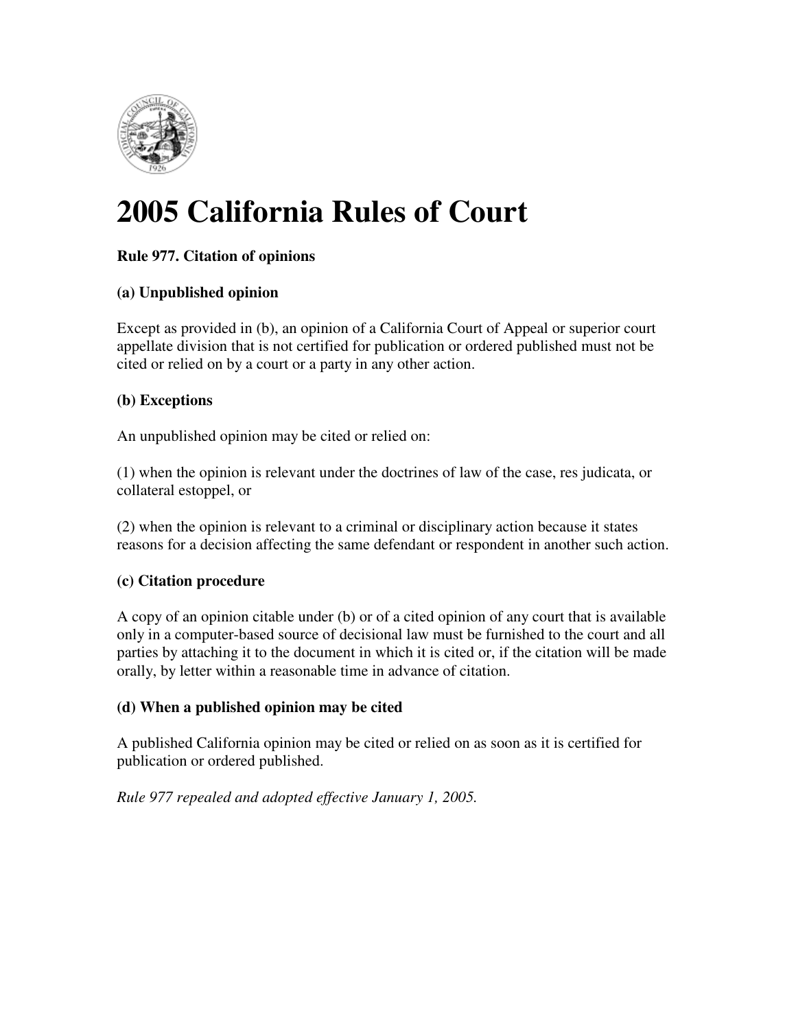# 2005 California Rules of Court

**Rule 977. Citation of opinions**

**(a) Unpublished opinion**

Except as provided in (b), an opinion of a California Court of Appeal or superior court appellate division that is not certified for publication or ordered published must not be cited or relied on by a court or a party in any other action.

**(b) Exceptions**

An unpublished opinion may be cited or relied on:

(1) when the opinion is relevant under the doctrines of law of the case, res judicata, or collateral estoppel, or

(2) when the opinion is relevant to a criminal or disciplinary action because it states reasons for a decision affecting the same defendant or respondent in another such action.

**(c) Citation procedure**

A copy of an opinion citable under (b) or of a cited opinion of any court that is available only in a computer-based source of decisional law must be furnished to the court and all parties by attaching it to the document in which it is cited or, if the citation will be made orally, by letter within a reasonable time in advance of citation.

**(d) When a published opinion may be cited**

A published California opinion may be cited or relied on as soon as it is certified for publication or ordered published.

*Rule 977 repealed and adopted effective January 1, 2005.*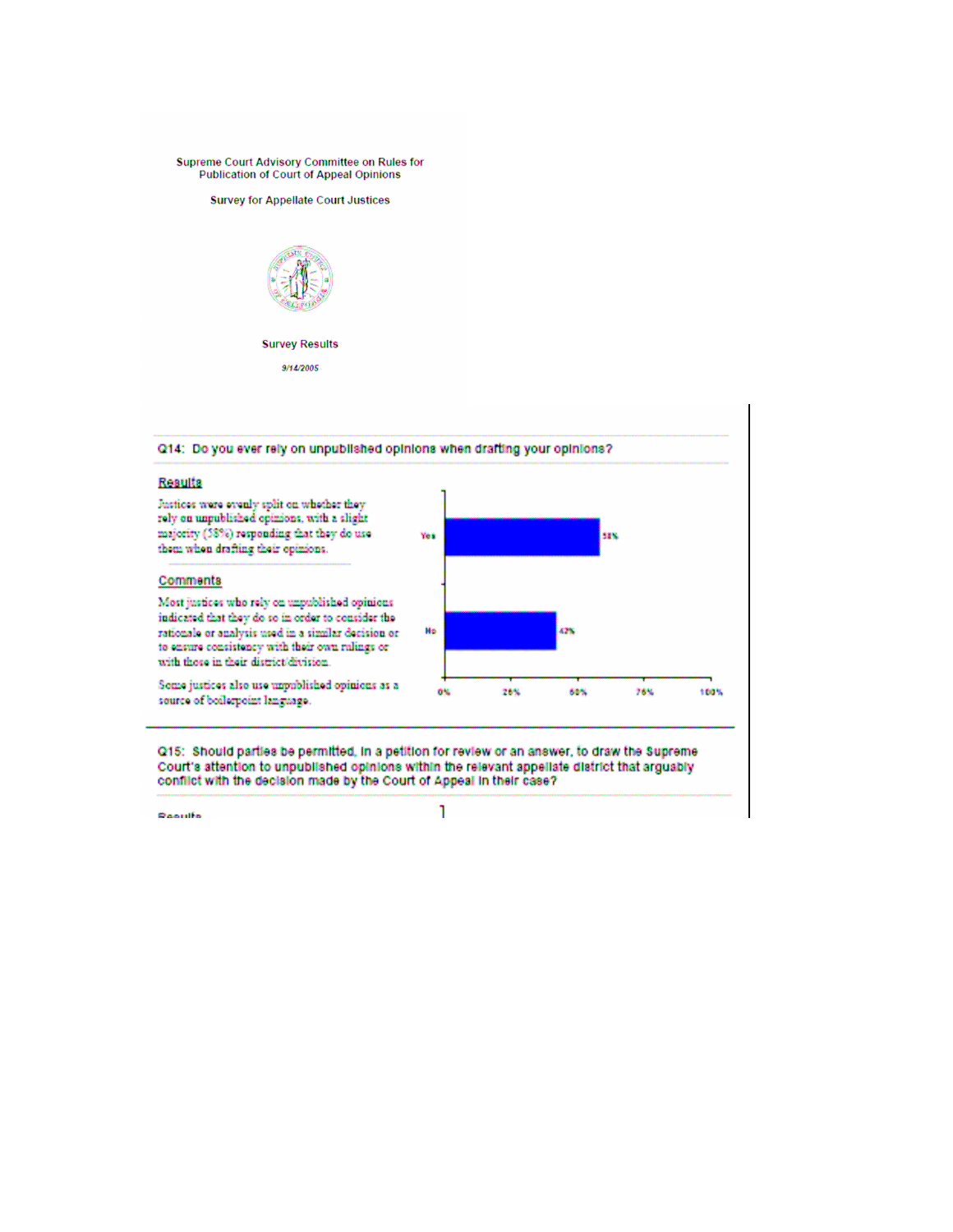Supreme Court Advisory Committee on Rules for Publication of Court of Appeal Opinions

Survey for Appellate Court Justices

Survey Results

9/14/2005

---

**Q14: Do you ever rely on unpublished opinions when drafting your opinions?**

**Results**

Justices were evenly split on whether they rely on unpublished opinions, with a slight majority (58%) responding that they do use them when drafting their opinions.

**Comments**

Most justices who rely on unpublished opinions indicated that they do so in order to consider the rationale or analysis used in a similar decision or to ensure consistency with their own rulings or with those in their district/division.

Some justices also use unpublished opinions as a source of boilerpoint language.

Yes
58%
No
42%
0%
25%
50%
75%
100%

---

**Q15: Should parties be permitted, in a petition for review or an answer, to draw the Supreme Court's attention to unpublished opinions within the relevant appellate district that arguably conflict with the decision made by the Court of Appeal in their case?**

Results